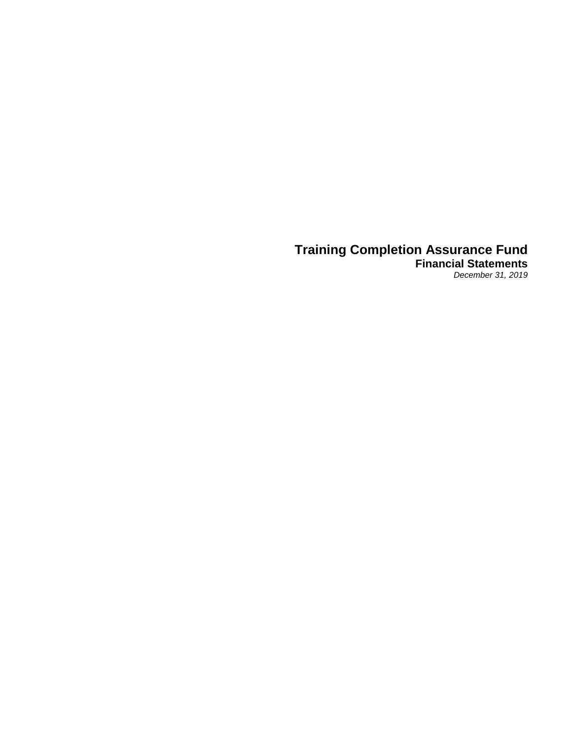# Training Completion Assurance Fund

## Financial Statements

*December 31, 2019*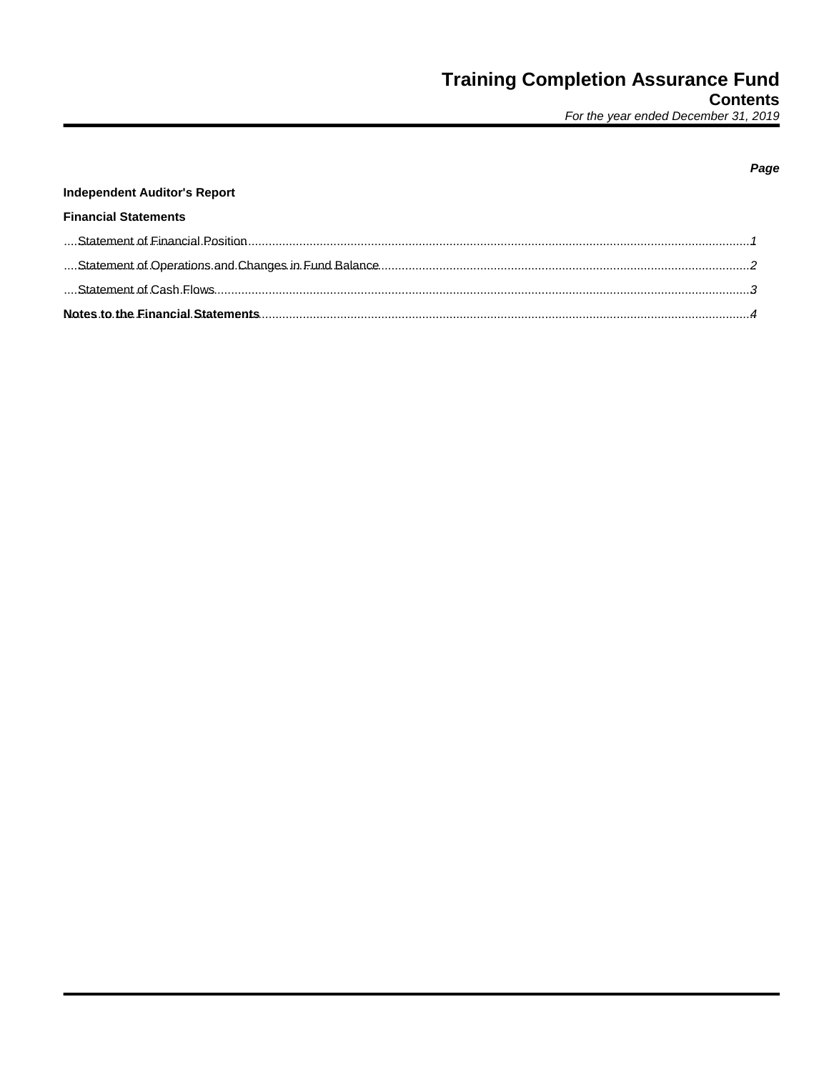# Training Completion Assurance Fund

## Contents

*For the year ended December 31, 2019*

| | *Page* |
|---|---|
| **Independent Auditor's Report** | |
| **Financial Statements** | |
| Statement of Financial Position | 1 |
| Statement of Operations and Changes in Fund Balance | 2 |
| Statement of Cash Flows | 3 |
| **Notes to the Financial Statements** | 4 |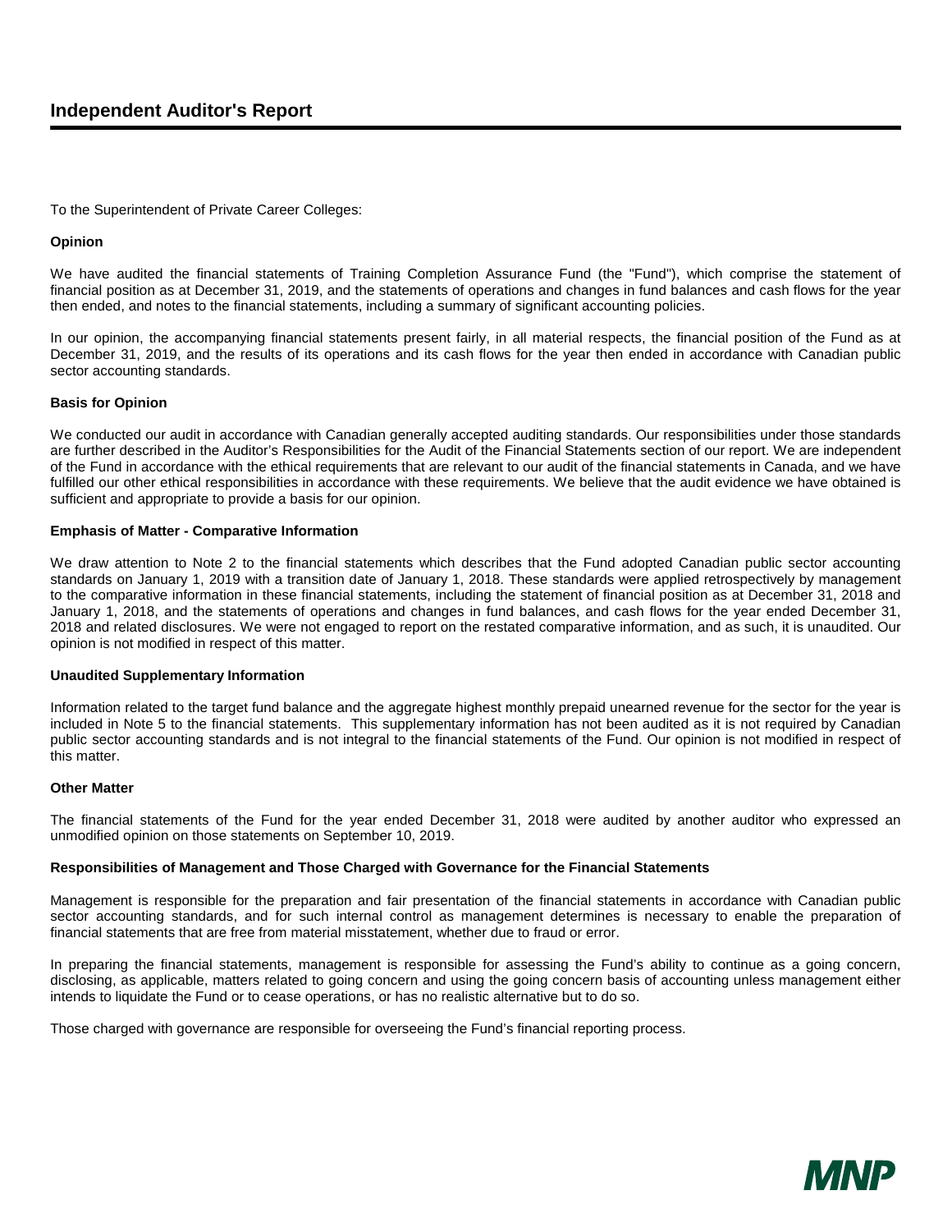# Independent Auditor's Report

To the Superintendent of Private Career Colleges:

**Opinion**

We have audited the financial statements of Training Completion Assurance Fund (the "Fund"), which comprise the statement of financial position as at December 31, 2019, and the statements of operations and changes in fund balances and cash flows for the year then ended, and notes to the financial statements, including a summary of significant accounting policies.

In our opinion, the accompanying financial statements present fairly, in all material respects, the financial position of the Fund as at December 31, 2019, and the results of its operations and its cash flows for the year then ended in accordance with Canadian public sector accounting standards.

**Basis for Opinion**

We conducted our audit in accordance with Canadian generally accepted auditing standards. Our responsibilities under those standards are further described in the Auditor's Responsibilities for the Audit of the Financial Statements section of our report. We are independent of the Fund in accordance with the ethical requirements that are relevant to our audit of the financial statements in Canada, and we have fulfilled our other ethical responsibilities in accordance with these requirements. We believe that the audit evidence we have obtained is sufficient and appropriate to provide a basis for our opinion.

**Emphasis of Matter - Comparative Information**

We draw attention to Note 2 to the financial statements which describes that the Fund adopted Canadian public sector accounting standards on January 1, 2019 with a transition date of January 1, 2018. These standards were applied retrospectively by management to the comparative information in these financial statements, including the statement of financial position as at December 31, 2018 and January 1, 2018, and the statements of operations and changes in fund balances, and cash flows for the year ended December 31, 2018 and related disclosures. We were not engaged to report on the restated comparative information, and as such, it is unaudited. Our opinion is not modified in respect of this matter.

**Unaudited Supplementary Information**

Information related to the target fund balance and the aggregate highest monthly prepaid unearned revenue for the sector for the year is included in Note 5 to the financial statements. This supplementary information has not been audited as it is not required by Canadian public sector accounting standards and is not integral to the financial statements of the Fund. Our opinion is not modified in respect of this matter.

**Other Matter**

The financial statements of the Fund for the year ended December 31, 2018 were audited by another auditor who expressed an unmodified opinion on those statements on September 10, 2019.

**Responsibilities of Management and Those Charged with Governance for the Financial Statements**

Management is responsible for the preparation and fair presentation of the financial statements in accordance with Canadian public sector accounting standards, and for such internal control as management determines is necessary to enable the preparation of financial statements that are free from material misstatement, whether due to fraud or error.

In preparing the financial statements, management is responsible for assessing the Fund's ability to continue as a going concern, disclosing, as applicable, matters related to going concern and using the going concern basis of accounting unless management either intends to liquidate the Fund or to cease operations, or has no realistic alternative but to do so.

Those charged with governance are responsible for overseeing the Fund's financial reporting process.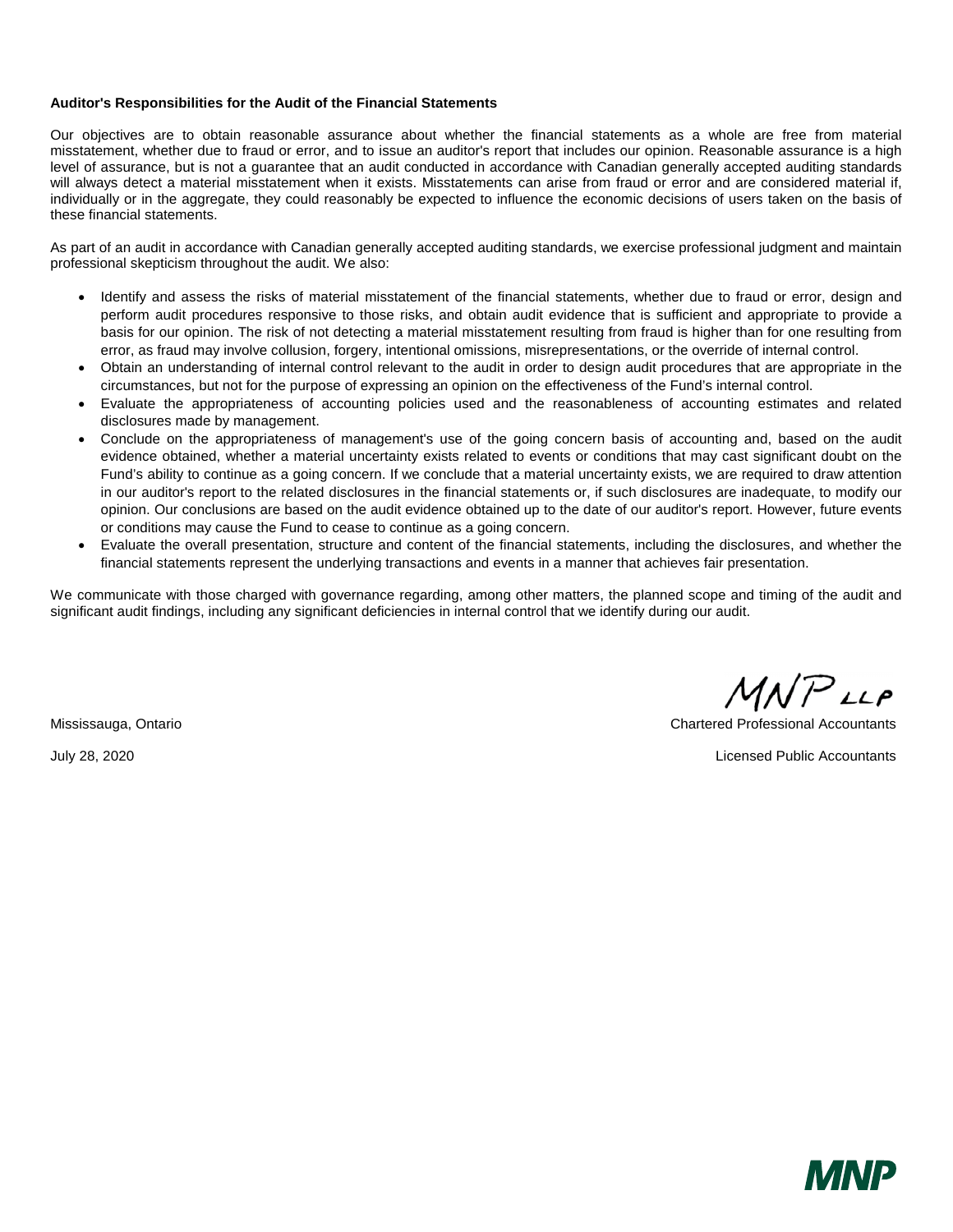**Auditor's Responsibilities for the Audit of the Financial Statements**

Our objectives are to obtain reasonable assurance about whether the financial statements as a whole are free from material misstatement, whether due to fraud or error, and to issue an auditor's report that includes our opinion. Reasonable assurance is a high level of assurance, but is not a guarantee that an audit conducted in accordance with Canadian generally accepted auditing standards will always detect a material misstatement when it exists. Misstatements can arise from fraud or error and are considered material if, individually or in the aggregate, they could reasonably be expected to influence the economic decisions of users taken on the basis of these financial statements.

As part of an audit in accordance with Canadian generally accepted auditing standards, we exercise professional judgment and maintain professional skepticism throughout the audit. We also:

- Identify and assess the risks of material misstatement of the financial statements, whether due to fraud or error, design and perform audit procedures responsive to those risks, and obtain audit evidence that is sufficient and appropriate to provide a basis for our opinion. The risk of not detecting a material misstatement resulting from fraud is higher than for one resulting from error, as fraud may involve collusion, forgery, intentional omissions, misrepresentations, or the override of internal control.
- Obtain an understanding of internal control relevant to the audit in order to design audit procedures that are appropriate in the circumstances, but not for the purpose of expressing an opinion on the effectiveness of the Fund's internal control.
- Evaluate the appropriateness of accounting policies used and the reasonableness of accounting estimates and related disclosures made by management.
- Conclude on the appropriateness of management's use of the going concern basis of accounting and, based on the audit evidence obtained, whether a material uncertainty exists related to events or conditions that may cast significant doubt on the Fund's ability to continue as a going concern. If we conclude that a material uncertainty exists, we are required to draw attention in our auditor's report to the related disclosures in the financial statements or, if such disclosures are inadequate, to modify our opinion. Our conclusions are based on the audit evidence obtained up to the date of our auditor's report. However, future events or conditions may cause the Fund to cease to continue as a going concern.
- Evaluate the overall presentation, structure and content of the financial statements, including the disclosures, and whether the financial statements represent the underlying transactions and events in a manner that achieves fair presentation.

We communicate with those charged with governance regarding, among other matters, the planned scope and timing of the audit and significant audit findings, including any significant deficiencies in internal control that we identify during our audit.

MNP LLP

Mississauga, Ontario

July 28, 2020

Chartered Professional Accountants

Licensed Public Accountants

MNP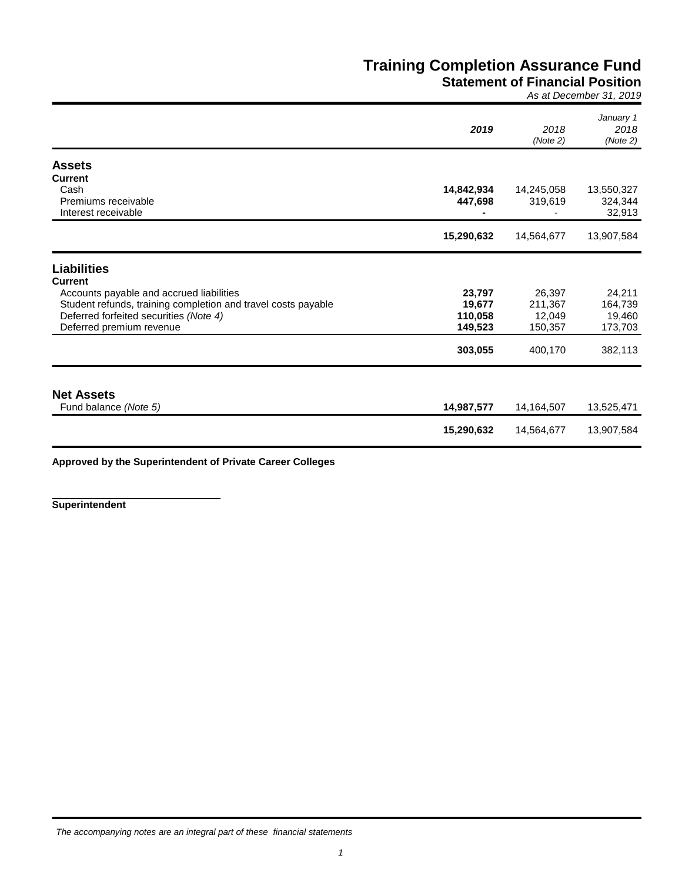# Training Completion Assurance Fund

## Statement of Financial Position

*As at December 31, 2019*

| | **2019** | *2018 (Note 2)* | *January 1 2018 (Note 2)* |
|---|---|---|---|
| **Assets** | | | |
| **Current** | | | |
| Cash | **14,842,934** | 14,245,058 | 13,550,327 |
| Premiums receivable | **447,698** | 319,619 | 324,344 |
| Interest receivable | **-** | - | 32,913 |
| | **15,290,632** | 14,564,677 | 13,907,584 |
| **Liabilities** | | | |
| **Current** | | | |
| Accounts payable and accrued liabilities | **23,797** | 26,397 | 24,211 |
| Student refunds, training completion and travel costs payable | **19,677** | 211,367 | 164,739 |
| Deferred forfeited securities *(Note 4)* | **110,058** | 12,049 | 19,460 |
| Deferred premium revenue | **149,523** | 150,357 | 173,703 |
| | **303,055** | 400,170 | 382,113 |
| **Net Assets** | | | |
| Fund balance *(Note 5)* | **14,987,577** | 14,164,507 | 13,525,471 |
| | **15,290,632** | 14,564,677 | 13,907,584 |

**Approved by the Superintendent of Private Career Colleges**

**Superintendent**

*The accompanying notes are an integral part of these financial statements*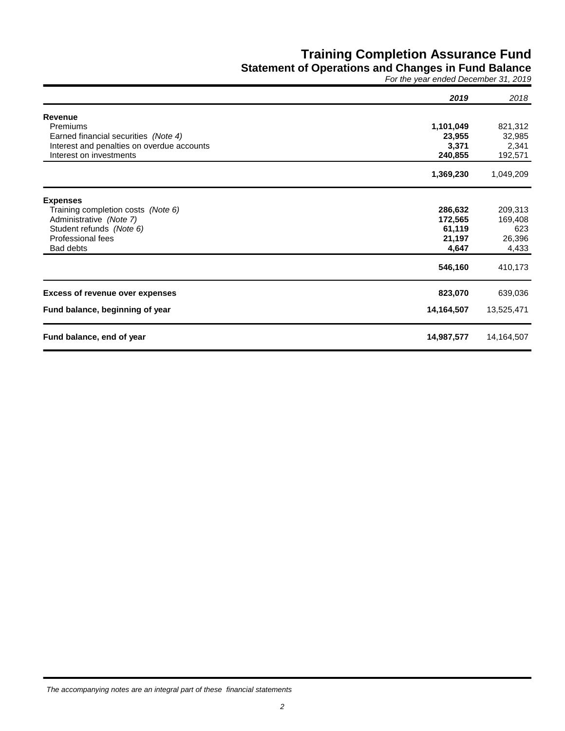# Training Completion Assurance Fund

## Statement of Operations and Changes in Fund Balance

*For the year ended December 31, 2019*

| | ***2019*** | *2018* |
|---|---|---|
| **Revenue** | | |
| Premiums | **1,101,049** | 821,312 |
| Earned financial securities *(Note 4)* | **23,955** | 32,985 |
| Interest and penalties on overdue accounts | **3,371** | 2,341 |
| Interest on investments | **240,855** | 192,571 |
| | **1,369,230** | 1,049,209 |
| **Expenses** | | |
| Training completion costs *(Note 6)* | **286,632** | 209,313 |
| Administrative *(Note 7)* | **172,565** | 169,408 |
| Student refunds *(Note 6)* | **61,119** | 623 |
| Professional fees | **21,197** | 26,396 |
| Bad debts | **4,647** | 4,433 |
| | **546,160** | 410,173 |
| **Excess of revenue over expenses** | **823,070** | 639,036 |
| **Fund balance, beginning of year** | **14,164,507** | 13,525,471 |
| **Fund balance, end of year** | **14,987,577** | 14,164,507 |

*The accompanying notes are an integral part of these financial statements*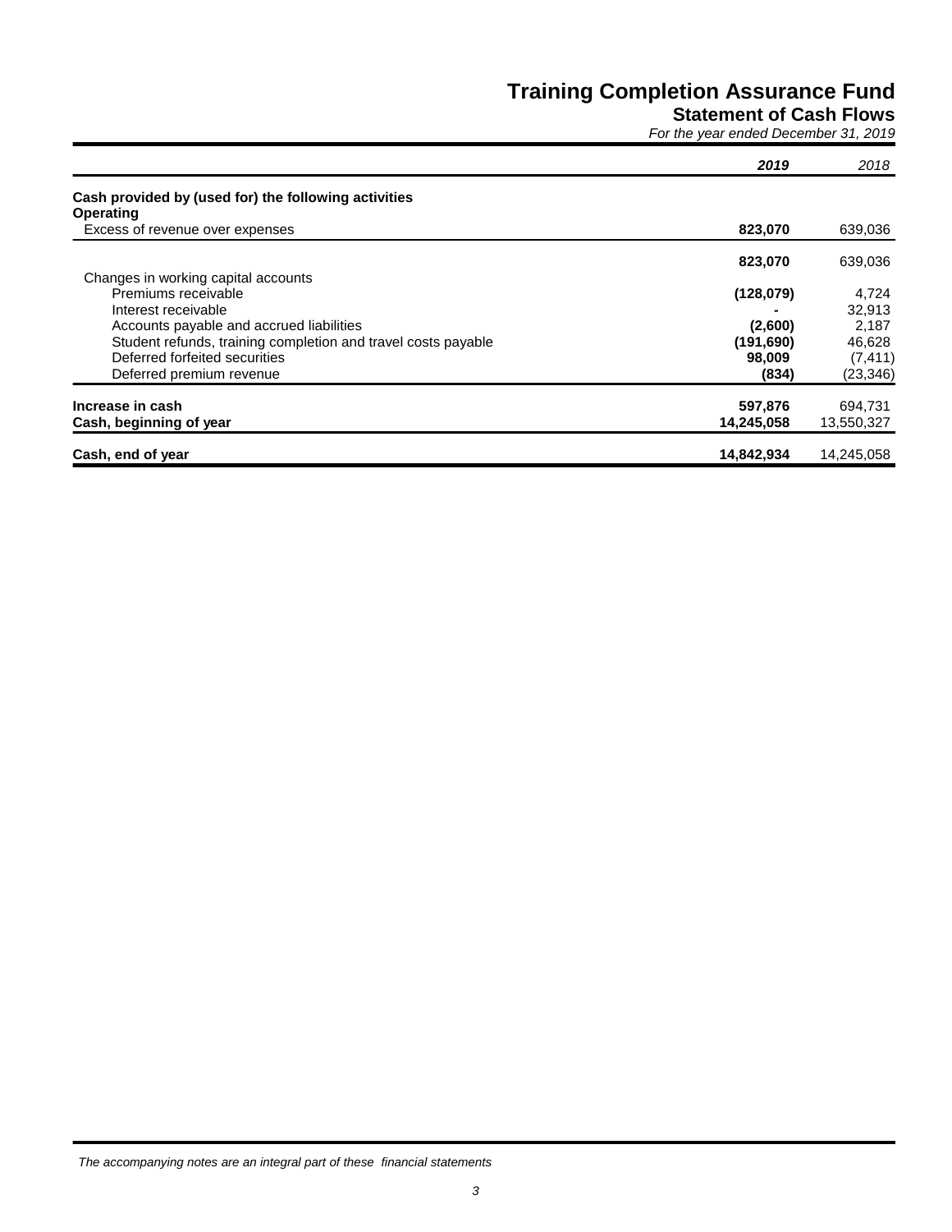# Training Completion Assurance Fund

## Statement of Cash Flows

*For the year ended December 31, 2019*

| | ***2019*** | *2018* |
|---|---|---|
| **Cash provided by (used for) the following activities** | | |
| **Operating** | | |
| Excess of revenue over expenses | **823,070** | 639,036 |
| | **823,070** | 639,036 |
| Changes in working capital accounts | | |
| Premiums receivable | **(128,079)** | 4,724 |
| Interest receivable | **-** | 32,913 |
| Accounts payable and accrued liabilities | **(2,600)** | 2,187 |
| Student refunds, training completion and travel costs payable | **(191,690)** | 46,628 |
| Deferred forfeited securities | **98,009** | (7,411) |
| Deferred premium revenue | **(834)** | (23,346) |
| **Increase in cash** | **597,876** | 694,731 |
| **Cash, beginning of year** | **14,245,058** | 13,550,327 |
| **Cash, end of year** | **14,842,934** | 14,245,058 |

*The accompanying notes are an integral part of these financial statements*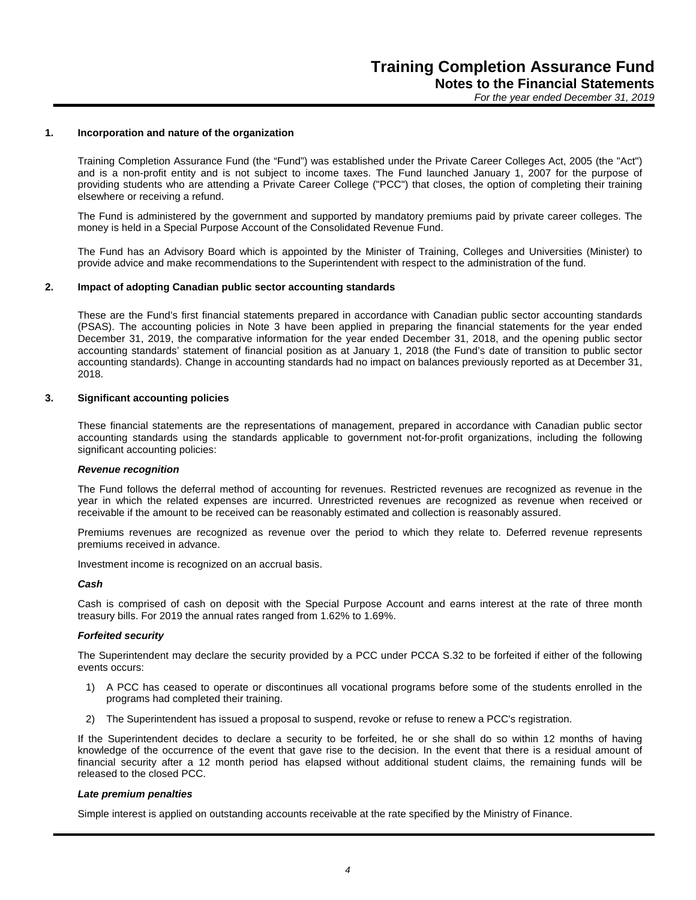## 1. Incorporation and nature of the organization

Training Completion Assurance Fund (the “Fund”) was established under the Private Career Colleges Act, 2005 (the "Act") and is a non-profit entity and is not subject to income taxes. The Fund launched January 1, 2007 for the purpose of providing students who are attending a Private Career College ("PCC") that closes, the option of completing their training elsewhere or receiving a refund.

The Fund is administered by the government and supported by mandatory premiums paid by private career colleges. The money is held in a Special Purpose Account of the Consolidated Revenue Fund.

The Fund has an Advisory Board which is appointed by the Minister of Training, Colleges and Universities (Minister) to provide advice and make recommendations to the Superintendent with respect to the administration of the fund.

## 2. Impact of adopting Canadian public sector accounting standards

These are the Fund’s first financial statements prepared in accordance with Canadian public sector accounting standards (PSAS). The accounting policies in Note 3 have been applied in preparing the financial statements for the year ended December 31, 2019, the comparative information for the year ended December 31, 2018, and the opening public sector accounting standards’ statement of financial position as at January 1, 2018 (the Fund’s date of transition to public sector accounting standards). Change in accounting standards had no impact on balances previously reported as at December 31, 2018.

## 3. Significant accounting policies

These financial statements are the representations of management, prepared in accordance with Canadian public sector accounting standards using the standards applicable to government not-for-profit organizations, including the following significant accounting policies:

***Revenue recognition***

The Fund follows the deferral method of accounting for revenues. Restricted revenues are recognized as revenue in the year in which the related expenses are incurred. Unrestricted revenues are recognized as revenue when received or receivable if the amount to be received can be reasonably estimated and collection is reasonably assured.

Premiums revenues are recognized as revenue over the period to which they relate to. Deferred revenue represents premiums received in advance.

Investment income is recognized on an accrual basis.

***Cash***

Cash is comprised of cash on deposit with the Special Purpose Account and earns interest at the rate of three month treasury bills. For 2019 the annual rates ranged from 1.62% to 1.69%.

***Forfeited security***

The Superintendent may declare the security provided by a PCC under PCCA S.32 to be forfeited if either of the following events occurs:

1) A PCC has ceased to operate or discontinues all vocational programs before some of the students enrolled in the programs had completed their training.
2) The Superintendent has issued a proposal to suspend, revoke or refuse to renew a PCC's registration.

If the Superintendent decides to declare a security to be forfeited, he or she shall do so within 12 months of having knowledge of the occurrence of the event that gave rise to the decision. In the event that there is a residual amount of financial security after a 12 month period has elapsed without additional student claims, the remaining funds will be released to the closed PCC.

***Late premium penalties***

Simple interest is applied on outstanding accounts receivable at the rate specified by the Ministry of Finance.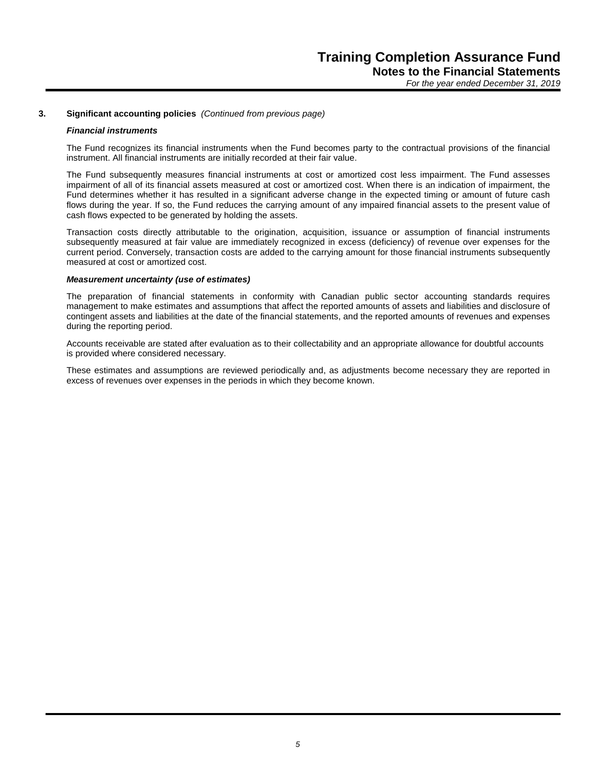**3. Significant accounting policies** *(Continued from previous page)*

***Financial instruments***

The Fund recognizes its financial instruments when the Fund becomes party to the contractual provisions of the financial instrument. All financial instruments are initially recorded at their fair value.

The Fund subsequently measures financial instruments at cost or amortized cost less impairment. The Fund assesses impairment of all of its financial assets measured at cost or amortized cost. When there is an indication of impairment, the Fund determines whether it has resulted in a significant adverse change in the expected timing or amount of future cash flows during the year. If so, the Fund reduces the carrying amount of any impaired financial assets to the present value of cash flows expected to be generated by holding the assets.

Transaction costs directly attributable to the origination, acquisition, issuance or assumption of financial instruments subsequently measured at fair value are immediately recognized in excess (deficiency) of revenue over expenses for the current period. Conversely, transaction costs are added to the carrying amount for those financial instruments subsequently measured at cost or amortized cost.

***Measurement uncertainty (use of estimates)***

The preparation of financial statements in conformity with Canadian public sector accounting standards requires management to make estimates and assumptions that affect the reported amounts of assets and liabilities and disclosure of contingent assets and liabilities at the date of the financial statements, and the reported amounts of revenues and expenses during the reporting period.

Accounts receivable are stated after evaluation as to their collectability and an appropriate allowance for doubtful accounts is provided where considered necessary.

These estimates and assumptions are reviewed periodically and, as adjustments become necessary they are reported in excess of revenues over expenses in the periods in which they become known.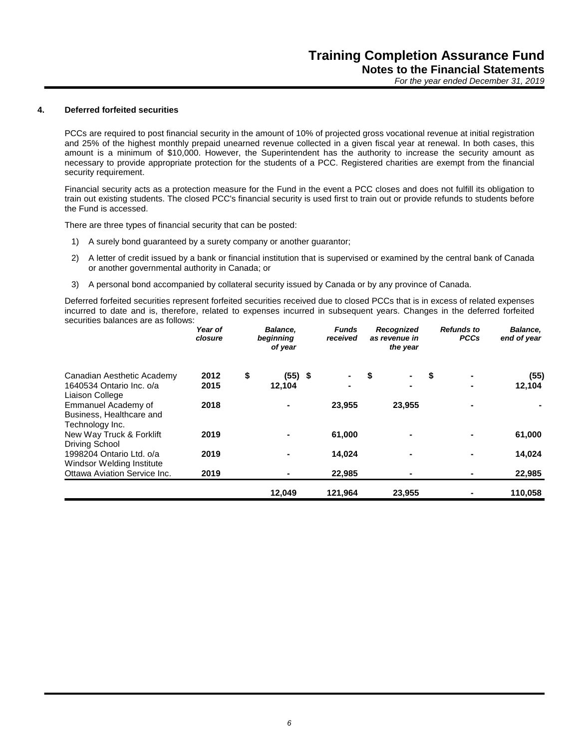## 4. Deferred forfeited securities

PCCs are required to post financial security in the amount of 10% of projected gross vocational revenue at initial registration and 25% of the highest monthly prepaid unearned revenue collected in a given fiscal year at renewal. In both cases, this amount is a minimum of $10,000. However, the Superintendent has the authority to increase the security amount as necessary to provide appropriate protection for the students of a PCC. Registered charities are exempt from the financial security requirement.

Financial security acts as a protection measure for the Fund in the event a PCC closes and does not fulfill its obligation to train out existing students. The closed PCC's financial security is used first to train out or provide refunds to students before the Fund is accessed.

There are three types of financial security that can be posted:

1) A surely bond guaranteed by a surety company or another guarantor;
2) A letter of credit issued by a bank or financial institution that is supervised or examined by the central bank of Canada or another governmental authority in Canada; or
3) A personal bond accompanied by collateral security issued by Canada or by any province of Canada.

Deferred forfeited securities represent forfeited securities received due to closed PCCs that is in excess of related expenses incurred to date and is, therefore, related to expenses incurred in subsequent years. Changes in the deferred forfeited securities balances are as follows:

| | *Year of closure* | *Balance, beginning of year* | *Funds received* | *Recognized as revenue in the year* | *Refunds to PCCs* | *Balance, end of year* |
|---|---|---|---|---|---|---|
| Canadian Aesthetic Academy | **2012** | **$ (55)** | **$ -** | **$ -** | **$ -** | **(55)** |
| 1640534 Ontario Inc. o/a Liaison College | **2015** | **12,104** | **-** | **-** | **-** | **12,104** |
| Emmanuel Academy of Business, Healthcare and Technology Inc. | **2018** | **-** | **23,955** | **23,955** | **-** | **-** |
| New Way Truck & Forklift Driving School | **2019** | **-** | **61,000** | **-** | **-** | **61,000** |
| 1998204 Ontario Ltd. o/a Windsor Welding Institute | **2019** | **-** | **14,024** | **-** | **-** | **14,024** |
| Ottawa Aviation Service Inc. | **2019** | **-** | **22,985** | **-** | **-** | **22,985** |
| | | **12,049** | **121,964** | **23,955** | **-** | **110,058** |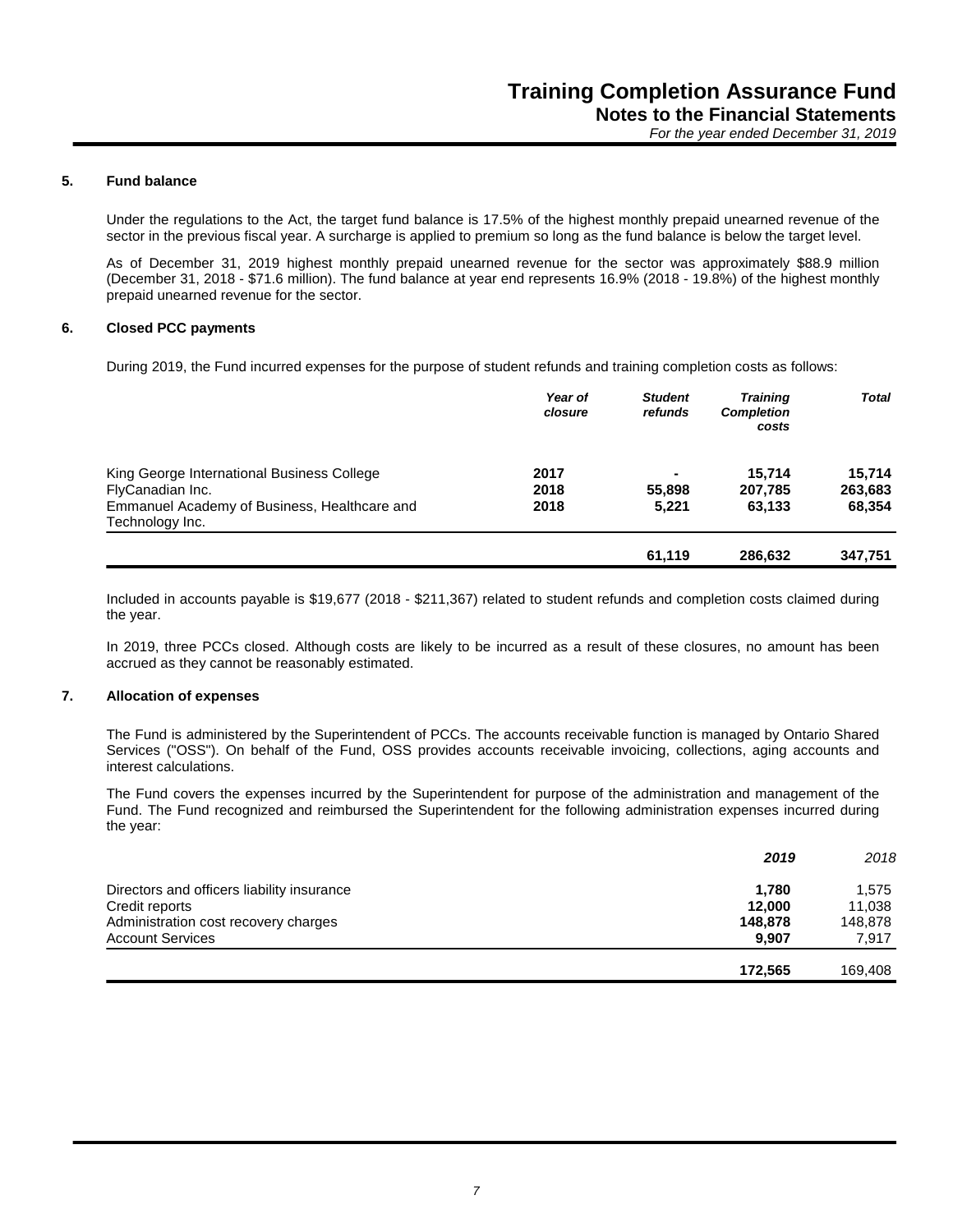# Training Completion Assurance Fund

## Notes to the Financial Statements

*For the year ended December 31, 2019*

### 5. Fund balance

Under the regulations to the Act, the target fund balance is 17.5% of the highest monthly prepaid unearned revenue of the sector in the previous fiscal year. A surcharge is applied to premium so long as the fund balance is below the target level.

As of December 31, 2019 highest monthly prepaid unearned revenue for the sector was approximately $88.9 million (December 31, 2018 - $71.6 million). The fund balance at year end represents 16.9% (2018 - 19.8%) of the highest monthly prepaid unearned revenue for the sector.

### 6. Closed PCC payments

During 2019, the Fund incurred expenses for the purpose of student refunds and training completion costs as follows:

| | *Year of closure* | *Student refunds* | *Training Completion costs* | *Total* |
|---|---|---|---|---|
| King George International Business College | **2017** | **-** | **15,714** | **15,714** |
| FlyCanadian Inc. | **2018** | **55,898** | **207,785** | **263,683** |
| Emmanuel Academy of Business, Healthcare and Technology Inc. | **2018** | **5,221** | **63,133** | **68,354** |
| | | **61,119** | **286,632** | **347,751** |

Included in accounts payable is $19,677 (2018 - $211,367) related to student refunds and completion costs claimed during the year.

In 2019, three PCCs closed. Although costs are likely to be incurred as a result of these closures, no amount has been accrued as they cannot be reasonably estimated.

### 7. Allocation of expenses

The Fund is administered by the Superintendent of PCCs. The accounts receivable function is managed by Ontario Shared Services ("OSS"). On behalf of the Fund, OSS provides accounts receivable invoicing, collections, aging accounts and interest calculations.

The Fund covers the expenses incurred by the Superintendent for purpose of the administration and management of the Fund. The Fund recognized and reimbursed the Superintendent for the following administration expenses incurred during the year:

| | ***2019*** | *2018* |
|---|---|---|
| Directors and officers liability insurance | **1,780** | 1,575 |
| Credit reports | **12,000** | 11,038 |
| Administration cost recovery charges | **148,878** | 148,878 |
| Account Services | **9,907** | 7,917 |
| | **172,565** | 169,408 |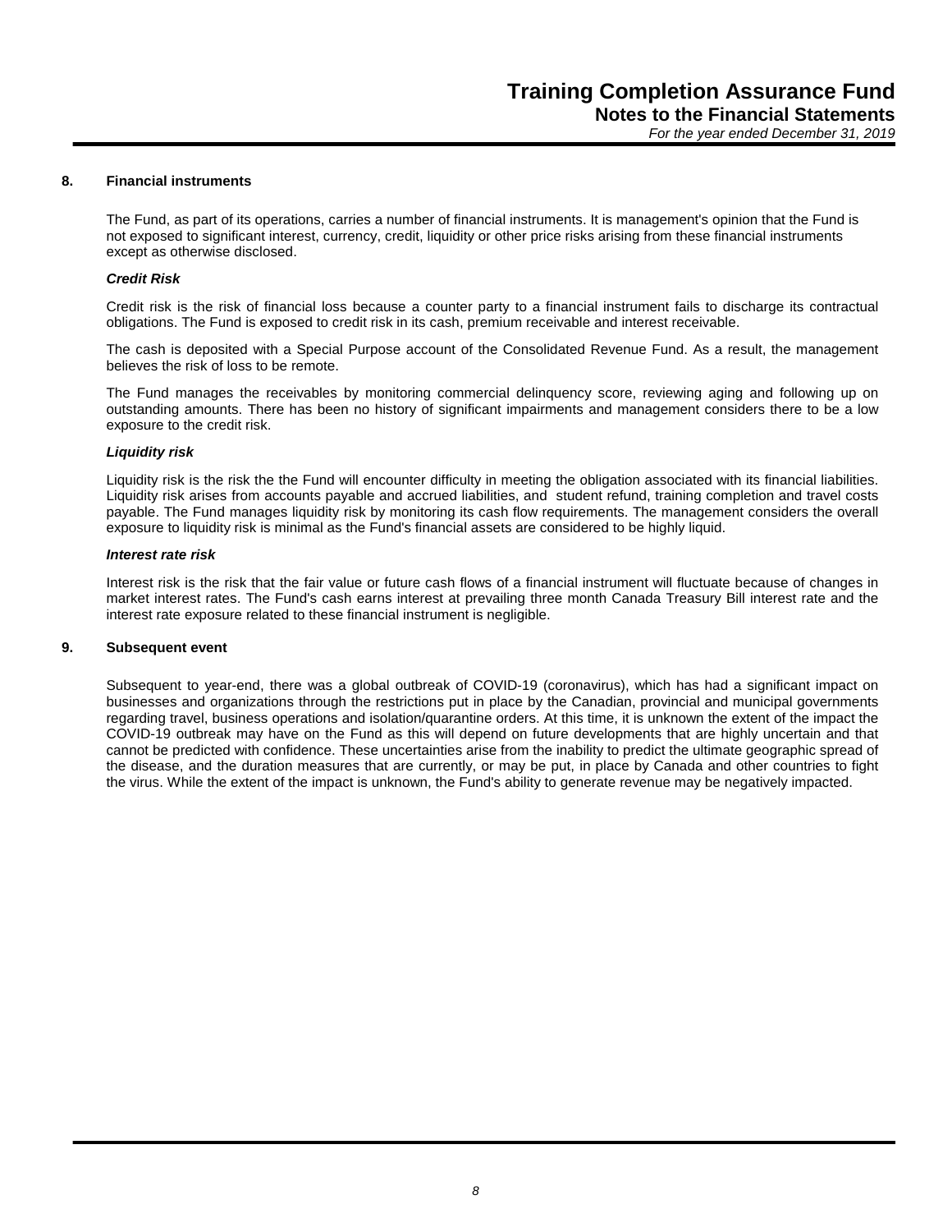## 8. Financial instruments

The Fund, as part of its operations, carries a number of financial instruments. It is management's opinion that the Fund is not exposed to significant interest, currency, credit, liquidity or other price risks arising from these financial instruments except as otherwise disclosed.

***Credit Risk***

Credit risk is the risk of financial loss because a counter party to a financial instrument fails to discharge its contractual obligations. The Fund is exposed to credit risk in its cash, premium receivable and interest receivable.

The cash is deposited with a Special Purpose account of the Consolidated Revenue Fund. As a result, the management believes the risk of loss to be remote.

The Fund manages the receivables by monitoring commercial delinquency score, reviewing aging and following up on outstanding amounts. There has been no history of significant impairments and management considers there to be a low exposure to the credit risk.

***Liquidity risk***

Liquidity risk is the risk the the Fund will encounter difficulty in meeting the obligation associated with its financial liabilities. Liquidity risk arises from accounts payable and accrued liabilities, and student refund, training completion and travel costs payable. The Fund manages liquidity risk by monitoring its cash flow requirements. The management considers the overall exposure to liquidity risk is minimal as the Fund's financial assets are considered to be highly liquid.

***Interest rate risk***

Interest risk is the risk that the fair value or future cash flows of a financial instrument will fluctuate because of changes in market interest rates. The Fund's cash earns interest at prevailing three month Canada Treasury Bill interest rate and the interest rate exposure related to these financial instrument is negligible.

## 9. Subsequent event

Subsequent to year-end, there was a global outbreak of COVID-19 (coronavirus), which has had a significant impact on businesses and organizations through the restrictions put in place by the Canadian, provincial and municipal governments regarding travel, business operations and isolation/quarantine orders. At this time, it is unknown the extent of the impact the COVID-19 outbreak may have on the Fund as this will depend on future developments that are highly uncertain and that cannot be predicted with confidence. These uncertainties arise from the inability to predict the ultimate geographic spread of the disease, and the duration measures that are currently, or may be put, in place by Canada and other countries to fight the virus. While the extent of the impact is unknown, the Fund's ability to generate revenue may be negatively impacted.